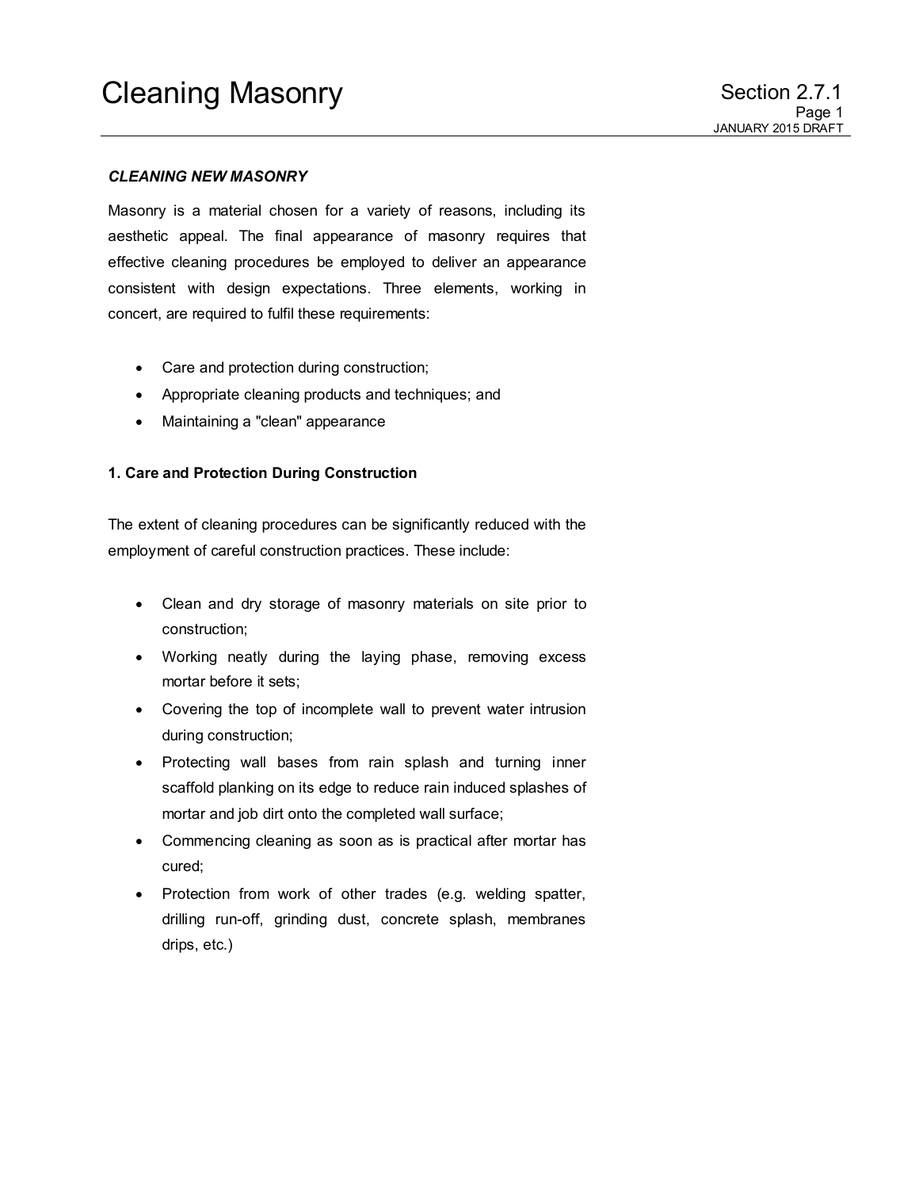# Cleaning Masonry

Section 2.7.1

JANUARY 2015 DRAFT

***CLEANING NEW MASONRY***

Masonry is a material chosen for a variety of reasons, including its aesthetic appeal. The final appearance of masonry requires that effective cleaning procedures be employed to deliver an appearance consistent with design expectations. Three elements, working in concert, are required to fulfil these requirements:

- Care and protection during construction;
- Appropriate cleaning products and techniques; and
- Maintaining a "clean" appearance

**1. Care and Protection During Construction**

The extent of cleaning procedures can be significantly reduced with the employment of careful construction practices. These include:

- Clean and dry storage of masonry materials on site prior to construction;
- Working neatly during the laying phase, removing excess mortar before it sets;
- Covering the top of incomplete wall to prevent water intrusion during construction;
- Protecting wall bases from rain splash and turning inner scaffold planking on its edge to reduce rain induced splashes of mortar and job dirt onto the completed wall surface;
- Commencing cleaning as soon as is practical after mortar has cured;
- Protection from work of other trades (e.g. welding spatter, drilling run-off, grinding dust, concrete splash, membranes drips, etc.)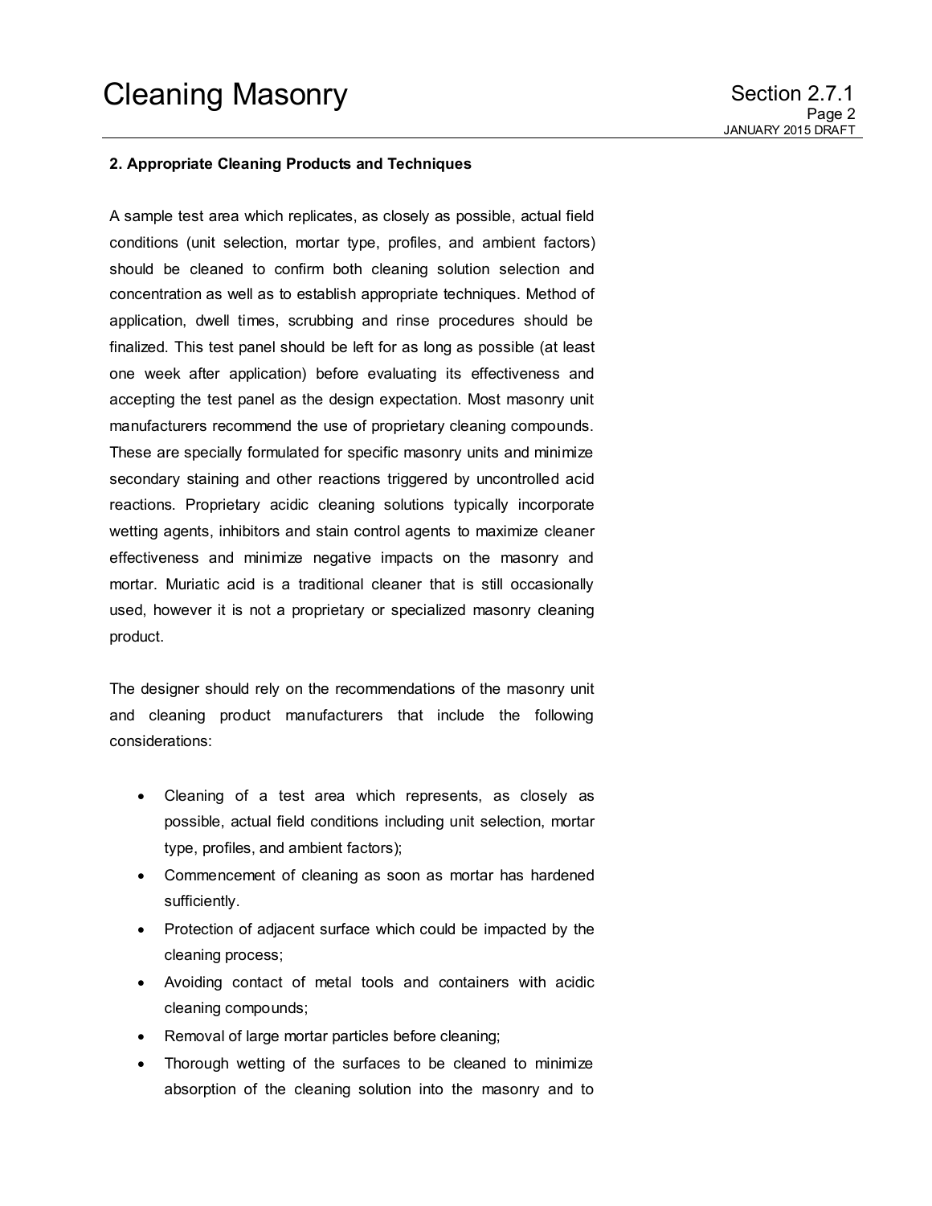**2. Appropriate Cleaning Products and Techniques**

A sample test area which replicates, as closely as possible, actual field conditions (unit selection, mortar type, profiles, and ambient factors) should be cleaned to confirm both cleaning solution selection and concentration as well as to establish appropriate techniques. Method of application, dwell times, scrubbing and rinse procedures should be finalized. This test panel should be left for as long as possible (at least one week after application) before evaluating its effectiveness and accepting the test panel as the design expectation. Most masonry unit manufacturers recommend the use of proprietary cleaning compounds. These are specially formulated for specific masonry units and minimize secondary staining and other reactions triggered by uncontrolled acid reactions. Proprietary acidic cleaning solutions typically incorporate wetting agents, inhibitors and stain control agents to maximize cleaner effectiveness and minimize negative impacts on the masonry and mortar. Muriatic acid is a traditional cleaner that is still occasionally used, however it is not a proprietary or specialized masonry cleaning product.

The designer should rely on the recommendations of the masonry unit and cleaning product manufacturers that include the following considerations:

- Cleaning of a test area which represents, as closely as possible, actual field conditions including unit selection, mortar type, profiles, and ambient factors);
- Commencement of cleaning as soon as mortar has hardened sufficiently.
- Protection of adjacent surface which could be impacted by the cleaning process;
- Avoiding contact of metal tools and containers with acidic cleaning compounds;
- Removal of large mortar particles before cleaning;
- Thorough wetting of the surfaces to be cleaned to minimize absorption of the cleaning solution into the masonry and to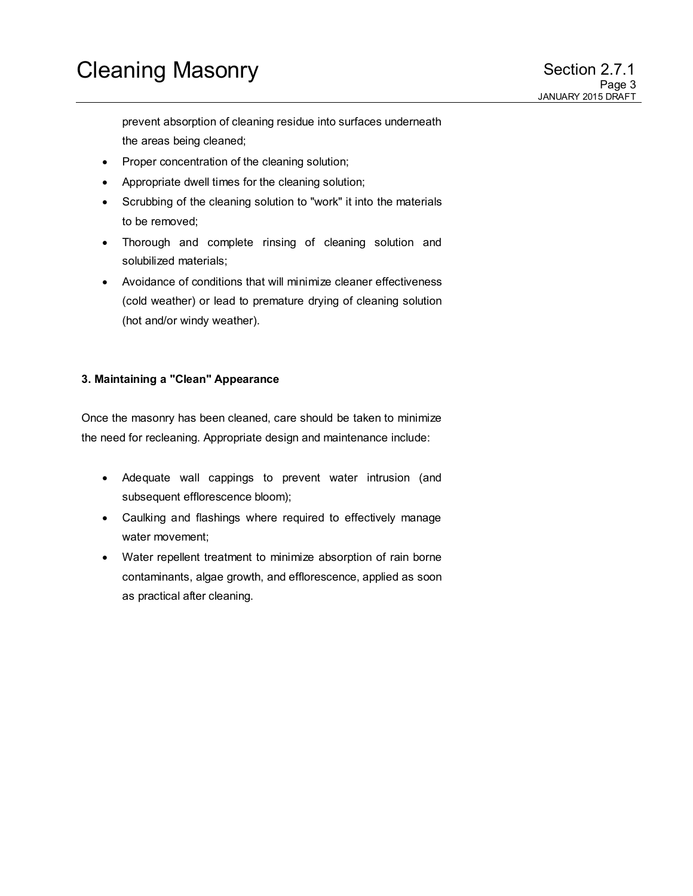prevent absorption of cleaning residue into surfaces underneath the areas being cleaned;

- Proper concentration of the cleaning solution;
- Appropriate dwell times for the cleaning solution;
- Scrubbing of the cleaning solution to "work" it into the materials to be removed;
- Thorough and complete rinsing of cleaning solution and solubilized materials;
- Avoidance of conditions that will minimize cleaner effectiveness (cold weather) or lead to premature drying of cleaning solution (hot and/or windy weather).

**3. Maintaining a "Clean" Appearance**

Once the masonry has been cleaned, care should be taken to minimize the need for recleaning. Appropriate design and maintenance include:

- Adequate wall cappings to prevent water intrusion (and subsequent efflorescence bloom);
- Caulking and flashings where required to effectively manage water movement;
- Water repellent treatment to minimize absorption of rain borne contaminants, algae growth, and efflorescence, applied as soon as practical after cleaning.